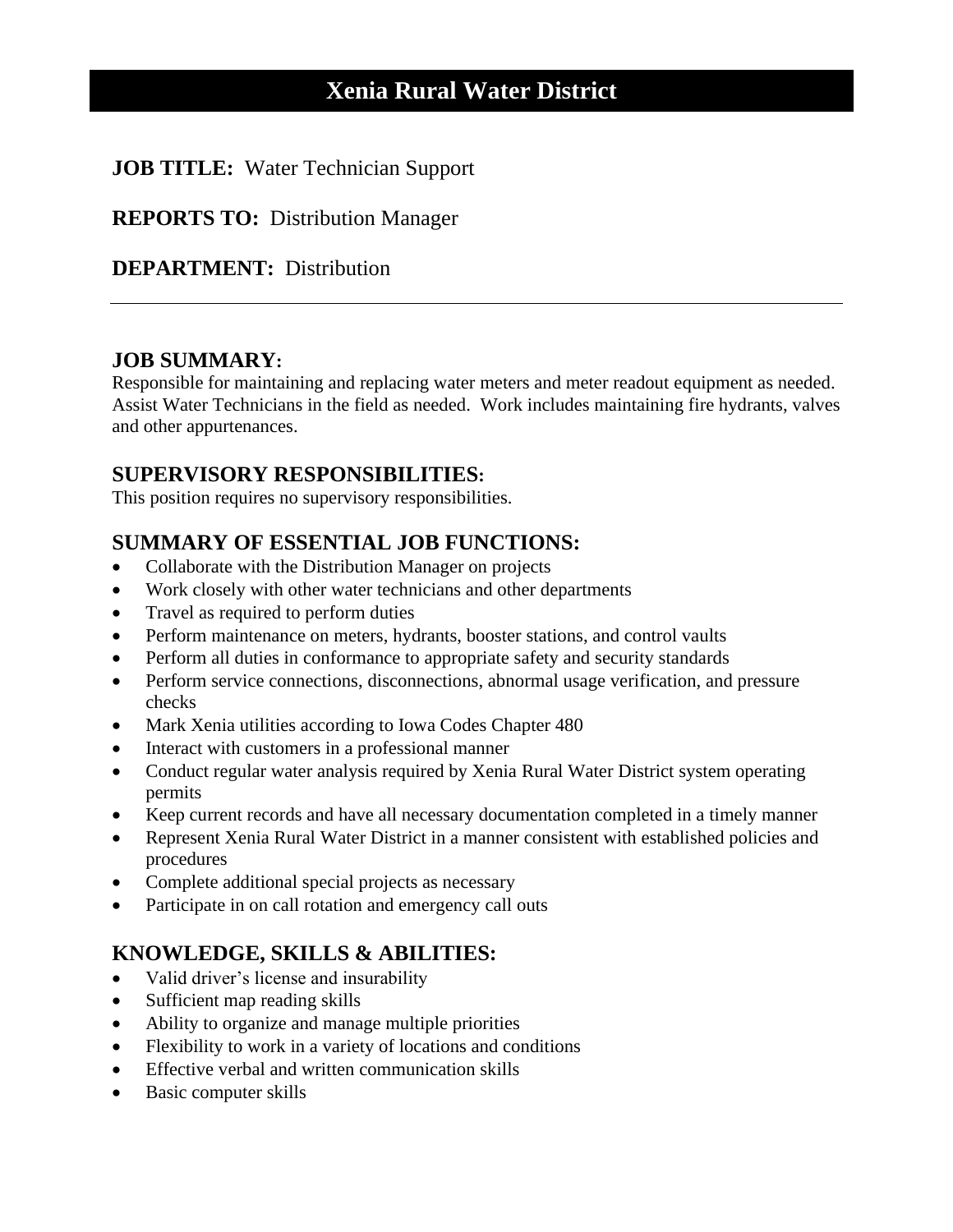# Xenia Rural Water District

**JOB TITLE:** Water Technician Support

**REPORTS TO:** Distribution Manager

**DEPARTMENT:** Distribution

---

## JOB SUMMARY:

Responsible for maintaining and replacing water meters and meter readout equipment as needed. Assist Water Technicians in the field as needed. Work includes maintaining fire hydrants, valves and other appurtenances.

## SUPERVISORY RESPONSIBILITIES:

This position requires no supervisory responsibilities.

## SUMMARY OF ESSENTIAL JOB FUNCTIONS:

- Collaborate with the Distribution Manager on projects
- Work closely with other water technicians and other departments
- Travel as required to perform duties
- Perform maintenance on meters, hydrants, booster stations, and control vaults
- Perform all duties in conformance to appropriate safety and security standards
- Perform service connections, disconnections, abnormal usage verification, and pressure checks
- Mark Xenia utilities according to Iowa Codes Chapter 480
- Interact with customers in a professional manner
- Conduct regular water analysis required by Xenia Rural Water District system operating permits
- Keep current records and have all necessary documentation completed in a timely manner
- Represent Xenia Rural Water District in a manner consistent with established policies and procedures
- Complete additional special projects as necessary
- Participate in on call rotation and emergency call outs

## KNOWLEDGE, SKILLS & ABILITIES:

- Valid driver's license and insurability
- Sufficient map reading skills
- Ability to organize and manage multiple priorities
- Flexibility to work in a variety of locations and conditions
- Effective verbal and written communication skills
- Basic computer skills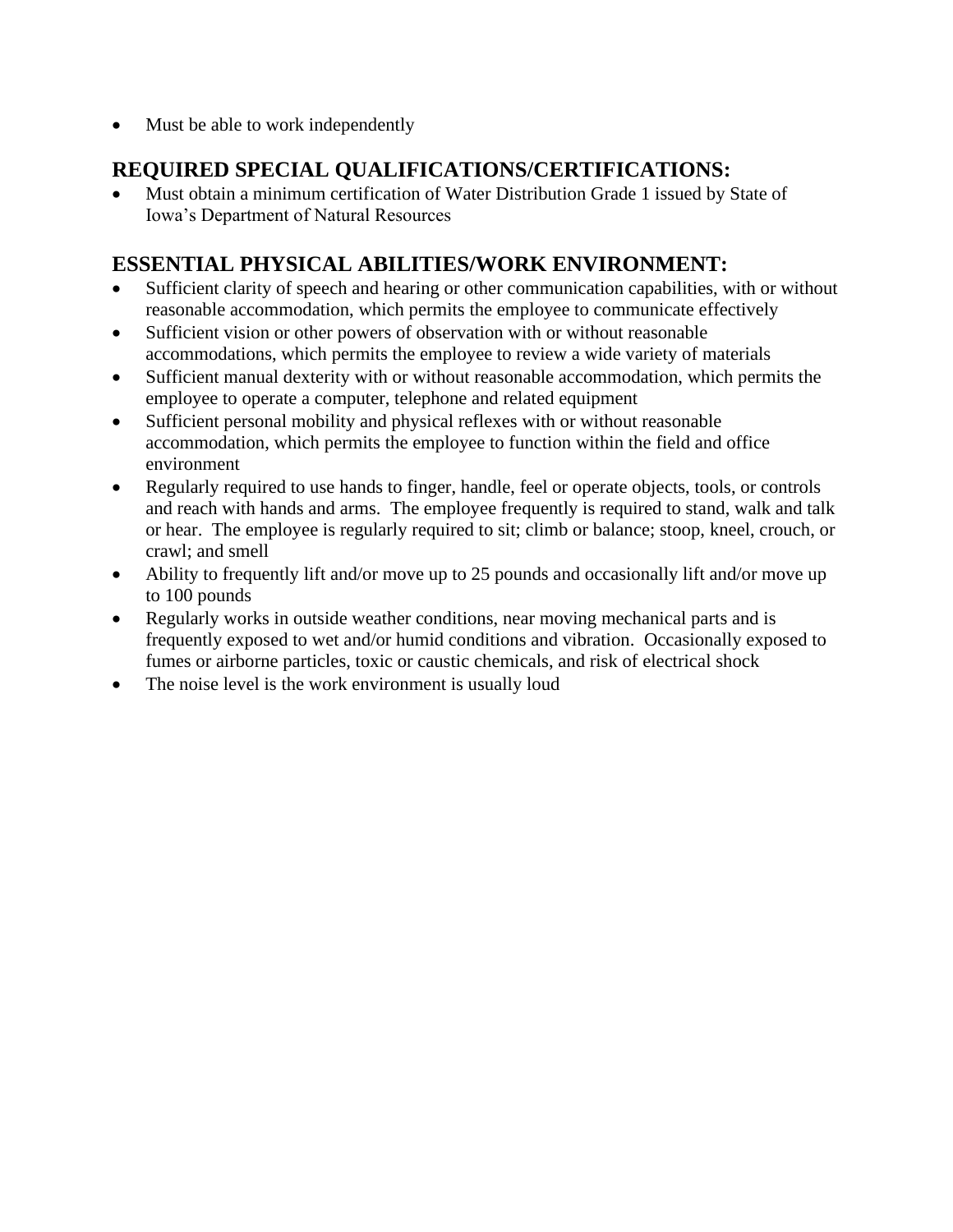- Must be able to work independently

## REQUIRED SPECIAL QUALIFICATIONS/CERTIFICATIONS:

- Must obtain a minimum certification of Water Distribution Grade 1 issued by State of Iowa's Department of Natural Resources

## ESSENTIAL PHYSICAL ABILITIES/WORK ENVIRONMENT:

- Sufficient clarity of speech and hearing or other communication capabilities, with or without reasonable accommodation, which permits the employee to communicate effectively
- Sufficient vision or other powers of observation with or without reasonable accommodations, which permits the employee to review a wide variety of materials
- Sufficient manual dexterity with or without reasonable accommodation, which permits the employee to operate a computer, telephone and related equipment
- Sufficient personal mobility and physical reflexes with or without reasonable accommodation, which permits the employee to function within the field and office environment
- Regularly required to use hands to finger, handle, feel or operate objects, tools, or controls and reach with hands and arms. The employee frequently is required to stand, walk and talk or hear. The employee is regularly required to sit; climb or balance; stoop, kneel, crouch, or crawl; and smell
- Ability to frequently lift and/or move up to 25 pounds and occasionally lift and/or move up to 100 pounds
- Regularly works in outside weather conditions, near moving mechanical parts and is frequently exposed to wet and/or humid conditions and vibration. Occasionally exposed to fumes or airborne particles, toxic or caustic chemicals, and risk of electrical shock
- The noise level is the work environment is usually loud